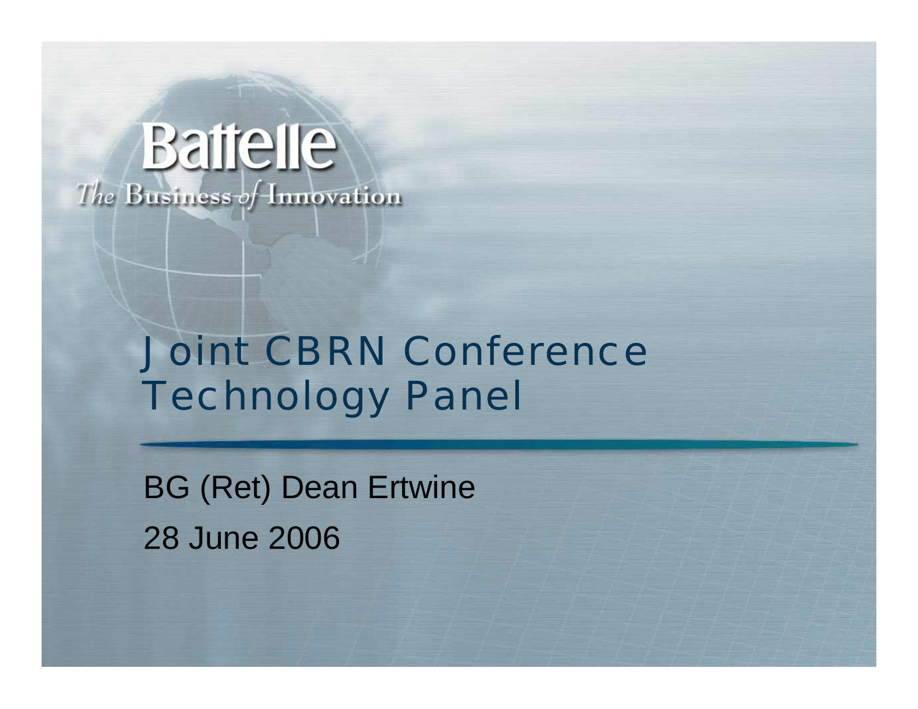Battelle

*The Business of Innovation*

# Joint CBRN Conference Technology Panel

BG (Ret) Dean Ertwine

28 June 2006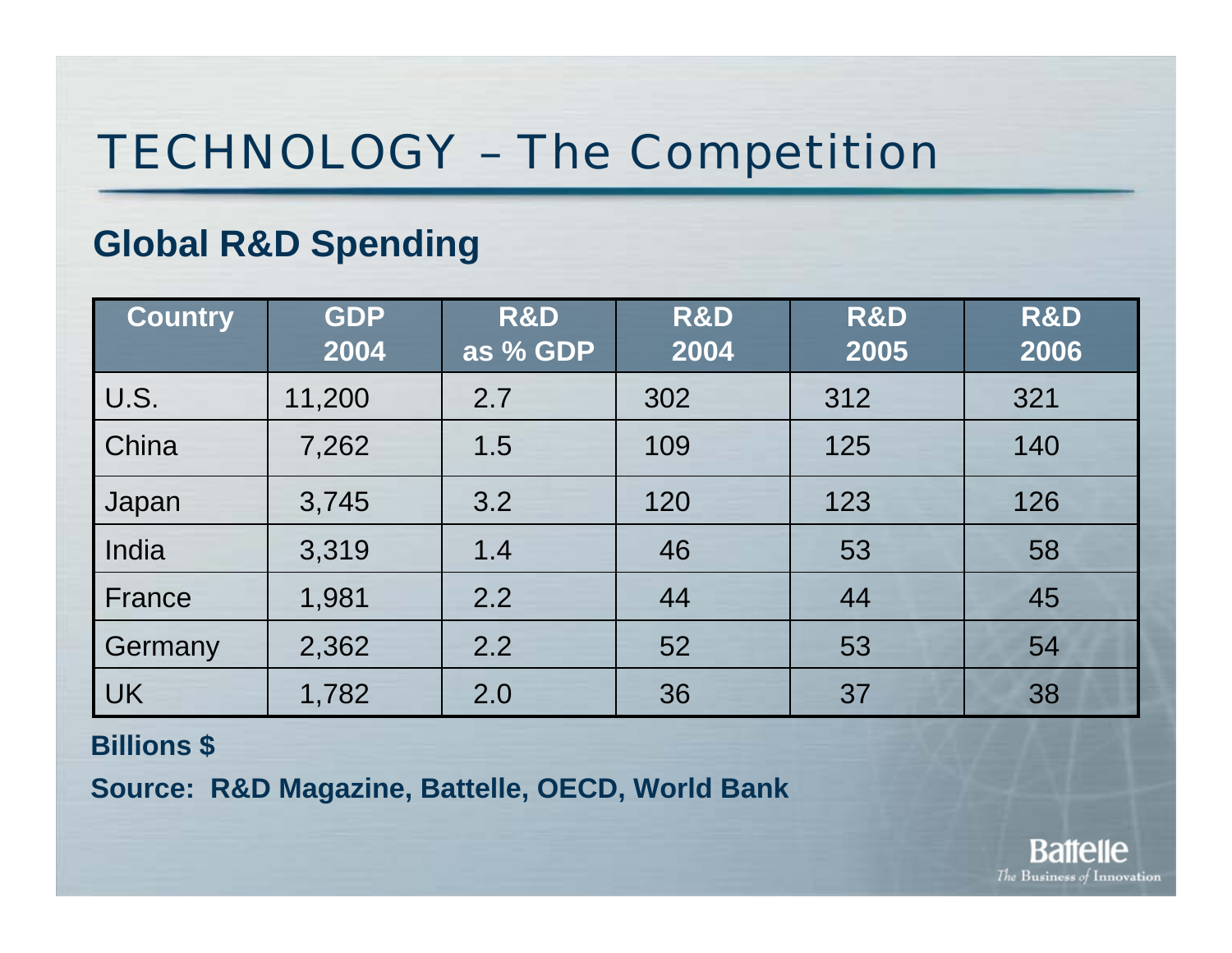# TECHNOLOGY – The Competition

## Global R&D Spending

| Country | GDP 2004 | R&D as % GDP | R&D 2004 | R&D 2005 | R&D 2006 |
|---|---|---|---|---|---|
| U.S. | 11,200 | 2.7 | 302 | 312 | 321 |
| China | 7,262 | 1.5 | 109 | 125 | 140 |
| Japan | 3,745 | 3.2 | 120 | 123 | 126 |
| India | 3,319 | 1.4 | 46 | 53 | 58 |
| France | 1,981 | 2.2 | 44 | 44 | 45 |
| Germany | 2,362 | 2.2 | 52 | 53 | 54 |
| UK | 1,782 | 2.0 | 36 | 37 | 38 |

**Billions $**

**Source: R&D Magazine, Battelle, OECD, World Bank**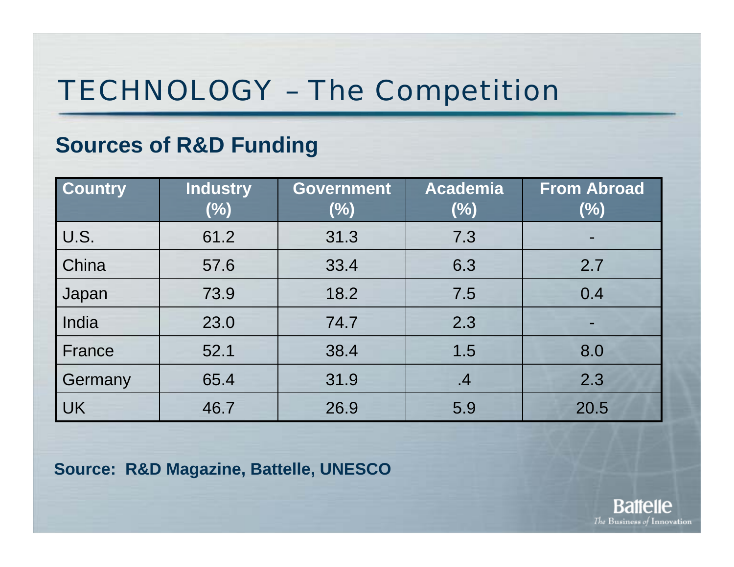# TECHNOLOGY – The Competition

## Sources of R&D Funding

| Country | Industry (%) | Government (%) | Academia (%) | From Abroad (%) |
|---|---|---|---|---|
| U.S. | 61.2 | 31.3 | 7.3 | - |
| China | 57.6 | 33.4 | 6.3 | 2.7 |
| Japan | 73.9 | 18.2 | 7.5 | 0.4 |
| India | 23.0 | 74.7 | 2.3 | - |
| France | 52.1 | 38.4 | 1.5 | 8.0 |
| Germany | 65.4 | 31.9 | .4 | 2.3 |
| UK | 46.7 | 26.9 | 5.9 | 20.5 |

**Source: R&D Magazine, Battelle, UNESCO**

Battelle
*The Business of Innovation*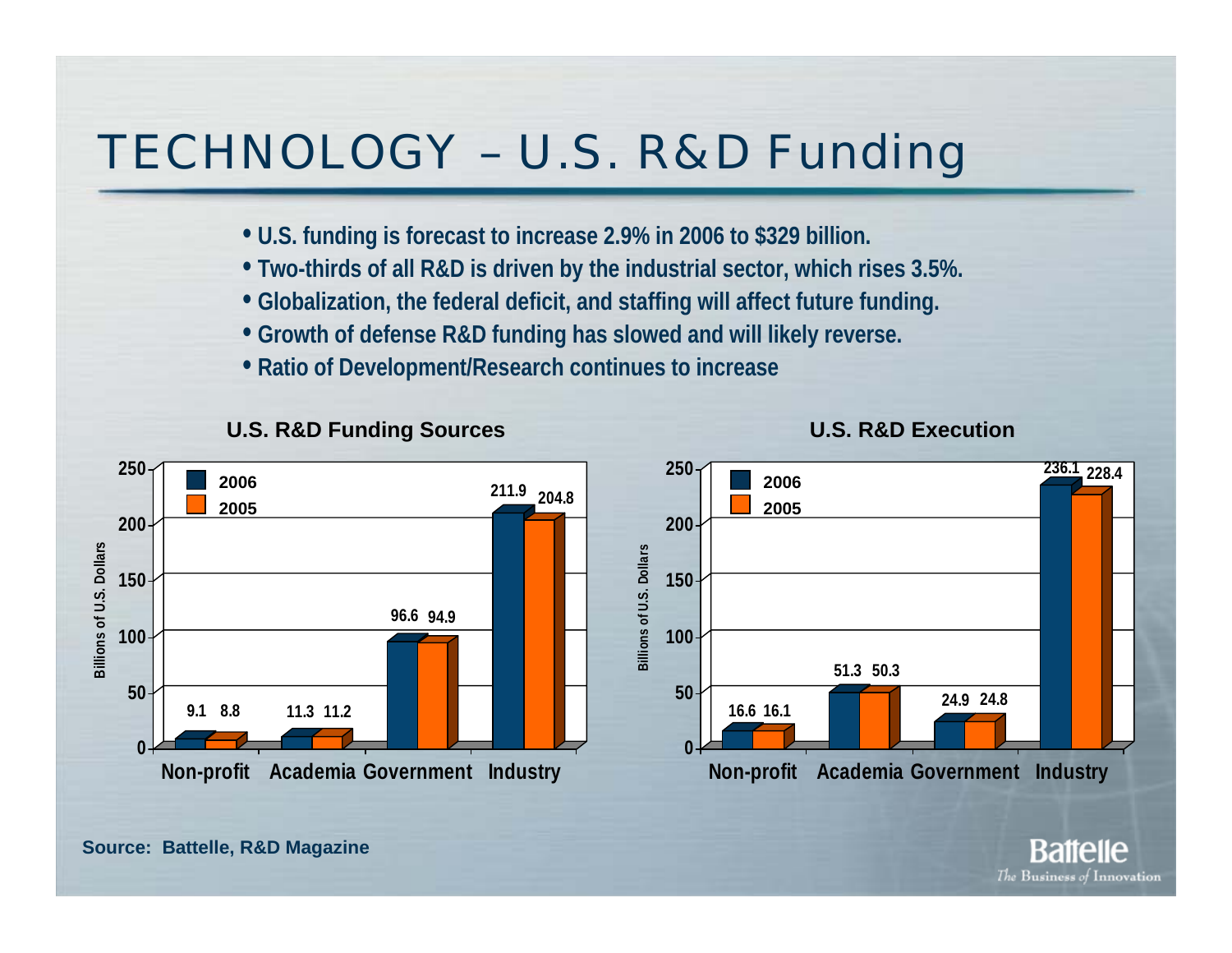# TECHNOLOGY – U.S. R&D Funding

- **U.S. funding is forecast to increase 2.9% in 2006 to $329 billion.**
- **Two-thirds of all R&D is driven by the industrial sector, which rises 3.5%.**
- **Globalization, the federal deficit, and staffing will affect future funding.**
- **Growth of defense R&D funding has slowed and will likely reverse.**
- **Ratio of Development/Research continues to increase**

**U.S. R&D Funding Sources** (Billions of U.S. Dollars)

| | 2006 | 2005 |
|---|---|---|
| Non-profit | 9.1 | 8.8 |
| Academia | 11.3 | 11.2 |
| Government | 96.6 | 94.9 |
| Industry | 211.9 | 204.8 |

**U.S. R&D Execution** (Billions of U.S. Dollars)

| | 2006 | 2005 |
|---|---|---|
| Non-profit | 16.6 | 16.1 |
| Academia | 51.3 | 50.3 |
| Government | 24.9 | 24.8 |
| Industry | 236.1 | 228.4 |

**Source: Battelle, R&D Magazine**

Battelle
*The Business of Innovation*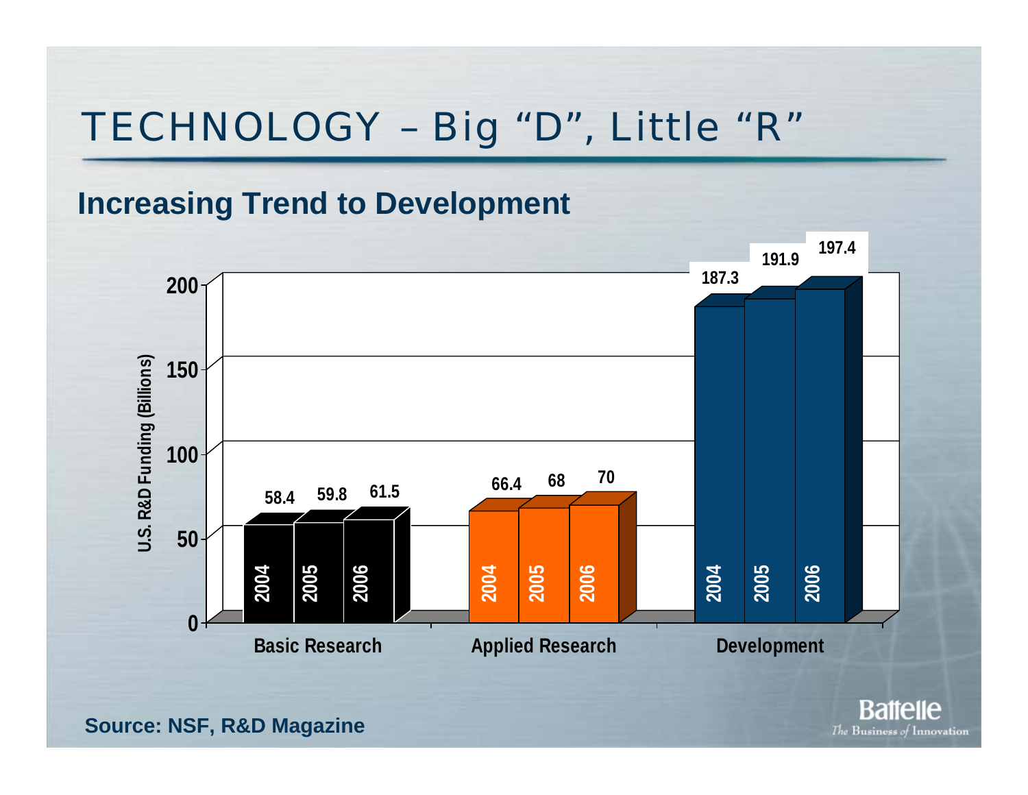# TECHNOLOGY – Big "D", Little "R"

## Increasing Trend to Development

U.S. R&D Funding (Billions)

| | 2004 | 2005 | 2006 |
|---|---|---|---|
| Basic Research | 58.4 | 59.8 | 61.5 |
| Applied Research | 66.4 | 68 | 70 |
| Development | 187.3 | 191.9 | 197.4 |

**Source: NSF, R&D Magazine**

Battelle
*The Business of Innovation*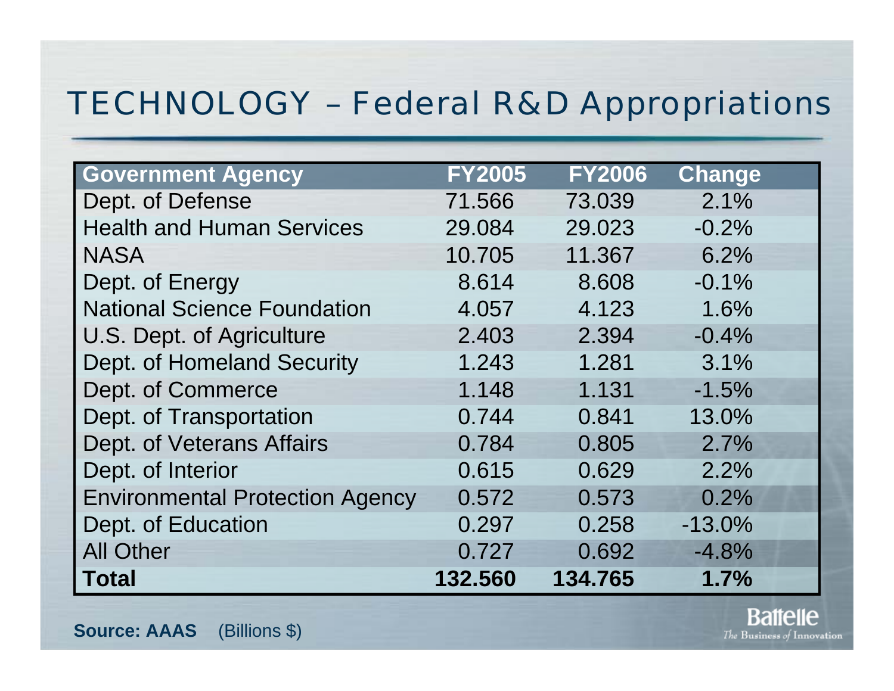# TECHNOLOGY – Federal R&D Appropriations

| Government Agency | FY2005 | FY2006 | Change |
|---|---|---|---|
| Dept. of Defense | 71.566 | 73.039 | 2.1% |
| Health and Human Services | 29.084 | 29.023 | -0.2% |
| NASA | 10.705 | 11.367 | 6.2% |
| Dept. of Energy | 8.614 | 8.608 | -0.1% |
| National Science Foundation | 4.057 | 4.123 | 1.6% |
| U.S. Dept. of Agriculture | 2.403 | 2.394 | -0.4% |
| Dept. of Homeland Security | 1.243 | 1.281 | 3.1% |
| Dept. of Commerce | 1.148 | 1.131 | -1.5% |
| Dept. of Transportation | 0.744 | 0.841 | 13.0% |
| Dept. of Veterans Affairs | 0.784 | 0.805 | 2.7% |
| Dept. of Interior | 0.615 | 0.629 | 2.2% |
| Environmental Protection Agency | 0.572 | 0.573 | 0.2% |
| Dept. of Education | 0.297 | 0.258 | -13.0% |
| All Other | 0.727 | 0.692 | -4.8% |
| **Total** | **132.560** | **134.765** | **1.7%** |

**Source: AAAS** (Billions $)

Battelle
*The Business of Innovation*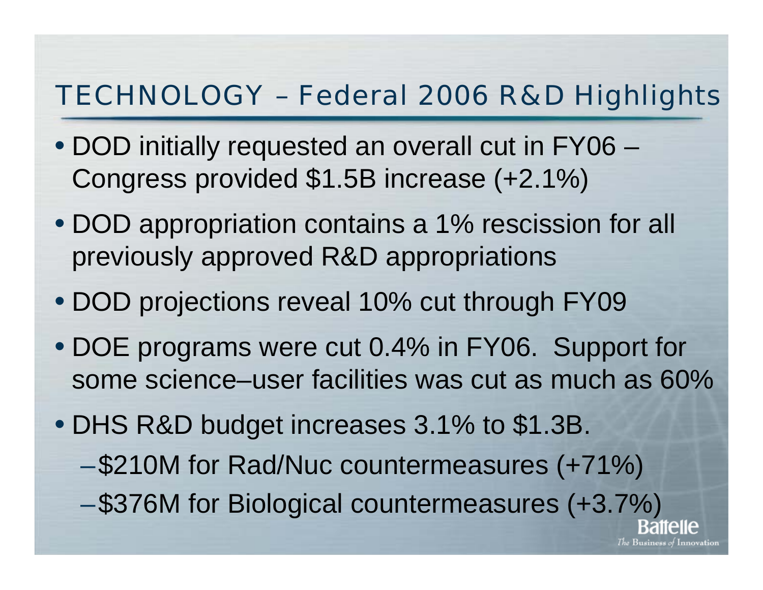# TECHNOLOGY – Federal 2006 R&D Highlights

- DOD initially requested an overall cut in FY06 – Congress provided $1.5B increase (+2.1%)
- DOD appropriation contains a 1% rescission for all previously approved R&D appropriations
- DOD projections reveal 10% cut through FY09
- DOE programs were cut 0.4% in FY06. Support for some science–user facilities was cut as much as 60%
- DHS R&D budget increases 3.1% to $1.3B.
  - $210M for Rad/Nuc countermeasures (+71%)
  - $376M for Biological countermeasures (+3.7%)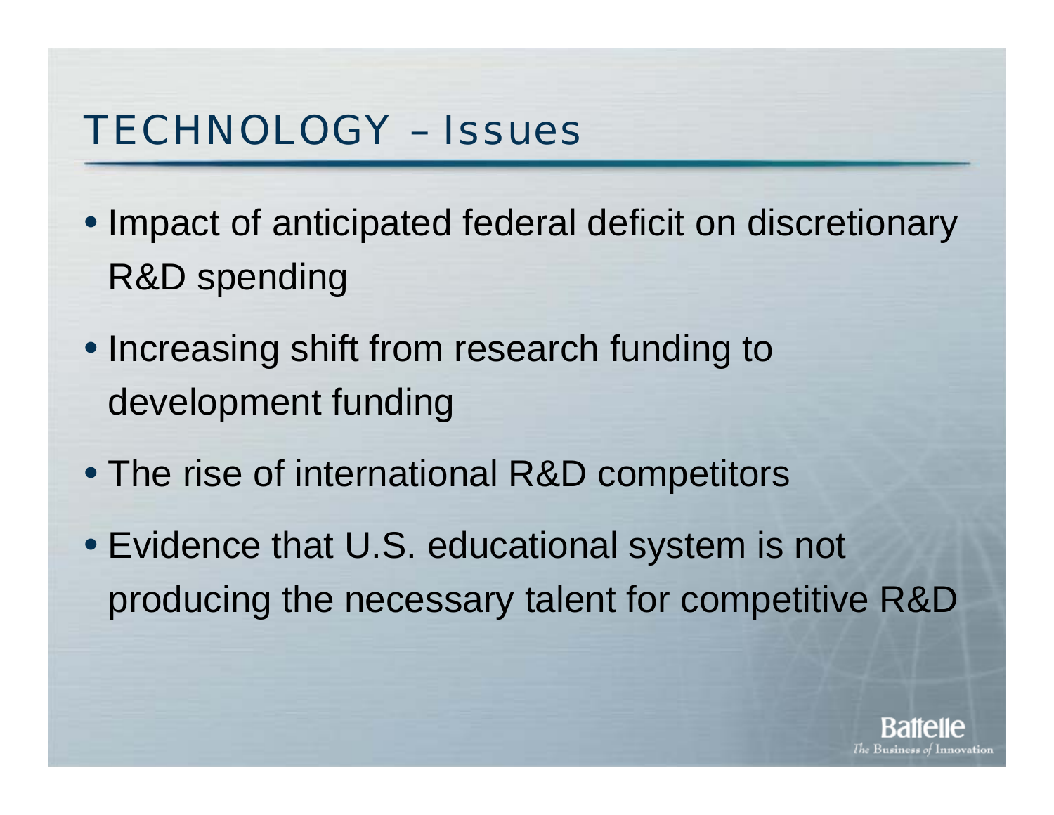# TECHNOLOGY – Issues

- Impact of anticipated federal deficit on discretionary R&D spending
- Increasing shift from research funding to development funding
- The rise of international R&D competitors
- Evidence that U.S. educational system is not producing the necessary talent for competitive R&D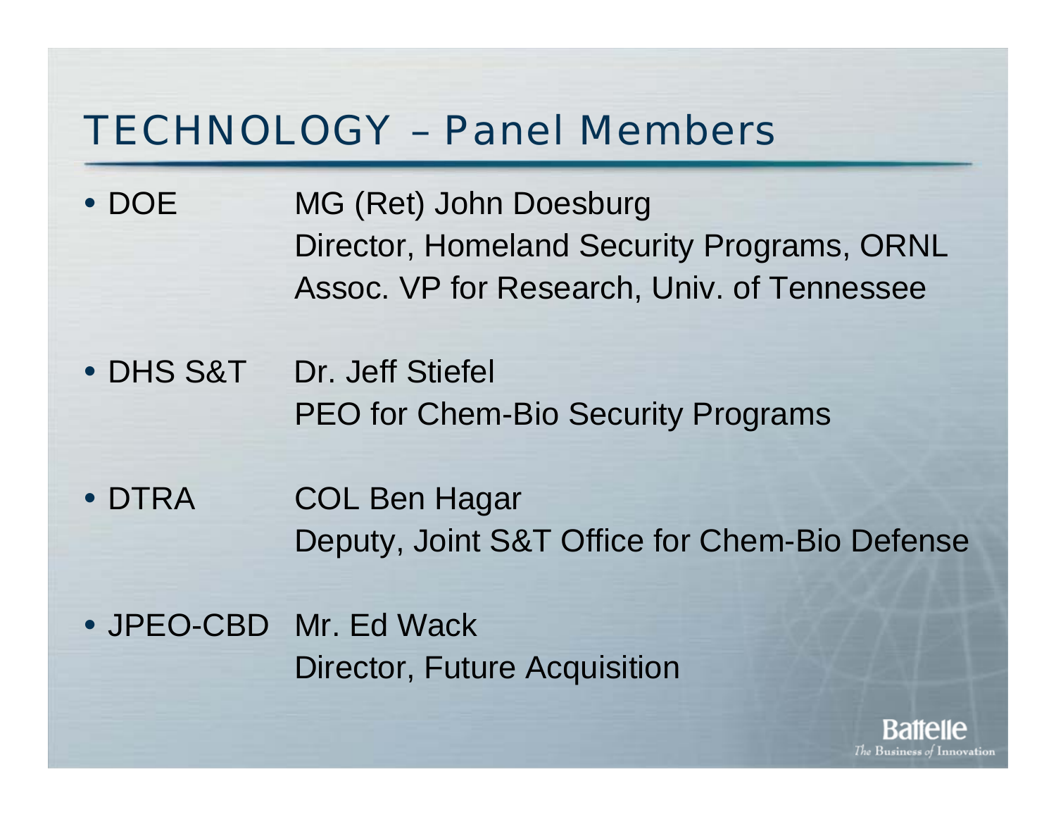# TECHNOLOGY – Panel Members

- DOE — MG (Ret) John Doesburg
  Director, Homeland Security Programs, ORNL
  Assoc. VP for Research, Univ. of Tennessee

- DHS S&T — Dr. Jeff Stiefel
  PEO for Chem-Bio Security Programs

- DTRA — COL Ben Hagar
  Deputy, Joint S&T Office for Chem-Bio Defense

- JPEO-CBD — Mr. Ed Wack
  Director, Future Acquisition

Battelle
*The Business of Innovation*